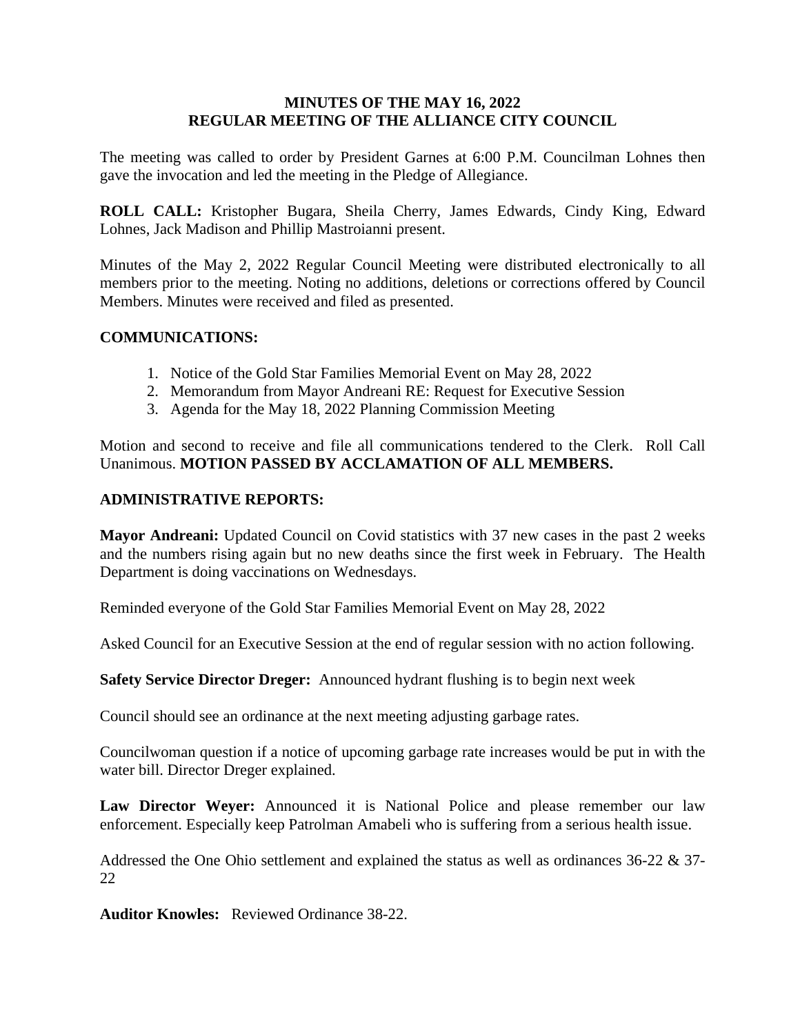# MINUTES OF THE MAY 16, 2022
# REGULAR MEETING OF THE ALLIANCE CITY COUNCIL

The meeting was called to order by President Garnes at 6:00 P.M. Councilman Lohnes then gave the invocation and led the meeting in the Pledge of Allegiance.

**ROLL CALL:** Kristopher Bugara, Sheila Cherry, James Edwards, Cindy King, Edward Lohnes, Jack Madison and Phillip Mastroianni present.

Minutes of the May 2, 2022 Regular Council Meeting were distributed electronically to all members prior to the meeting. Noting no additions, deletions or corrections offered by Council Members. Minutes were received and filed as presented.

## COMMUNICATIONS:

1. Notice of the Gold Star Families Memorial Event on May 28, 2022
2. Memorandum from Mayor Andreani RE: Request for Executive Session
3. Agenda for the May 18, 2022 Planning Commission Meeting

Motion and second to receive and file all communications tendered to the Clerk. Roll Call Unanimous. **MOTION PASSED BY ACCLAMATION OF ALL MEMBERS.**

## ADMINISTRATIVE REPORTS:

**Mayor Andreani:** Updated Council on Covid statistics with 37 new cases in the past 2 weeks and the numbers rising again but no new deaths since the first week in February. The Health Department is doing vaccinations on Wednesdays.

Reminded everyone of the Gold Star Families Memorial Event on May 28, 2022

Asked Council for an Executive Session at the end of regular session with no action following.

**Safety Service Director Dreger:** Announced hydrant flushing is to begin next week

Council should see an ordinance at the next meeting adjusting garbage rates.

Councilwoman question if a notice of upcoming garbage rate increases would be put in with the water bill. Director Dreger explained.

**Law Director Weyer:** Announced it is National Police and please remember our law enforcement. Especially keep Patrolman Amabeli who is suffering from a serious health issue.

Addressed the One Ohio settlement and explained the status as well as ordinances 36-22 & 37-22

**Auditor Knowles:** Reviewed Ordinance 38-22.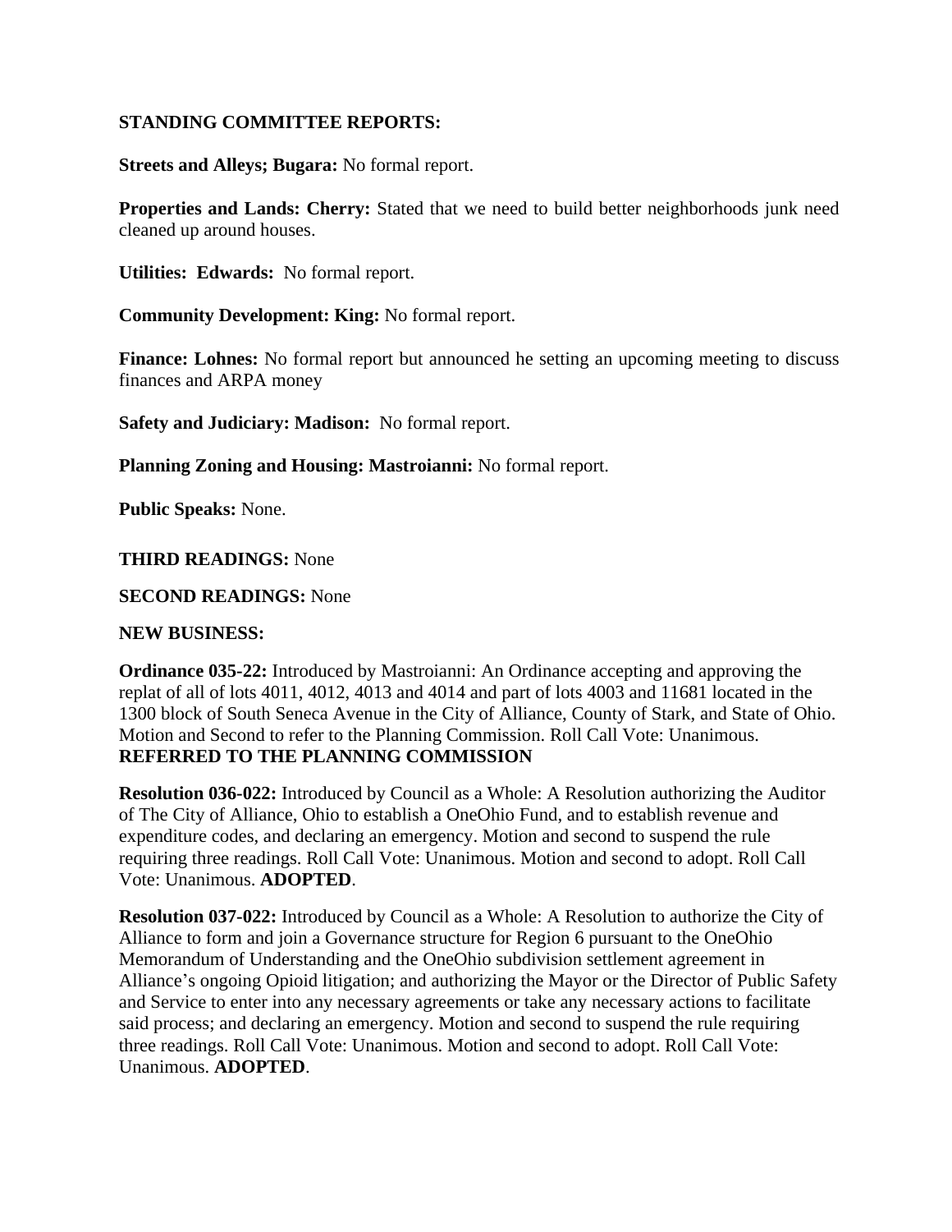**STANDING COMMITTEE REPORTS:**

**Streets and Alleys; Bugara:** No formal report.

**Properties and Lands: Cherry:** Stated that we need to build better neighborhoods junk need cleaned up around houses.

**Utilities: Edwards:** No formal report.

**Community Development: King:** No formal report.

**Finance: Lohnes:** No formal report but announced he setting an upcoming meeting to discuss finances and ARPA money

**Safety and Judiciary: Madison:** No formal report.

**Planning Zoning and Housing: Mastroianni:** No formal report.

**Public Speaks:** None.

**THIRD READINGS:** None

**SECOND READINGS:** None

**NEW BUSINESS:**

**Ordinance 035-22:** Introduced by Mastroianni: An Ordinance accepting and approving the replat of all of lots 4011, 4012, 4013 and 4014 and part of lots 4003 and 11681 located in the 1300 block of South Seneca Avenue in the City of Alliance, County of Stark, and State of Ohio. Motion and Second to refer to the Planning Commission. Roll Call Vote: Unanimous. **REFERRED TO THE PLANNING COMMISSION**

**Resolution 036-022:** Introduced by Council as a Whole: A Resolution authorizing the Auditor of The City of Alliance, Ohio to establish a OneOhio Fund, and to establish revenue and expenditure codes, and declaring an emergency. Motion and second to suspend the rule requiring three readings. Roll Call Vote: Unanimous. Motion and second to adopt. Roll Call Vote: Unanimous. **ADOPTED**.

**Resolution 037-022:** Introduced by Council as a Whole: A Resolution to authorize the City of Alliance to form and join a Governance structure for Region 6 pursuant to the OneOhio Memorandum of Understanding and the OneOhio subdivision settlement agreement in Alliance's ongoing Opioid litigation; and authorizing the Mayor or the Director of Public Safety and Service to enter into any necessary agreements or take any necessary actions to facilitate said process; and declaring an emergency. Motion and second to suspend the rule requiring three readings. Roll Call Vote: Unanimous. Motion and second to adopt. Roll Call Vote: Unanimous. **ADOPTED**.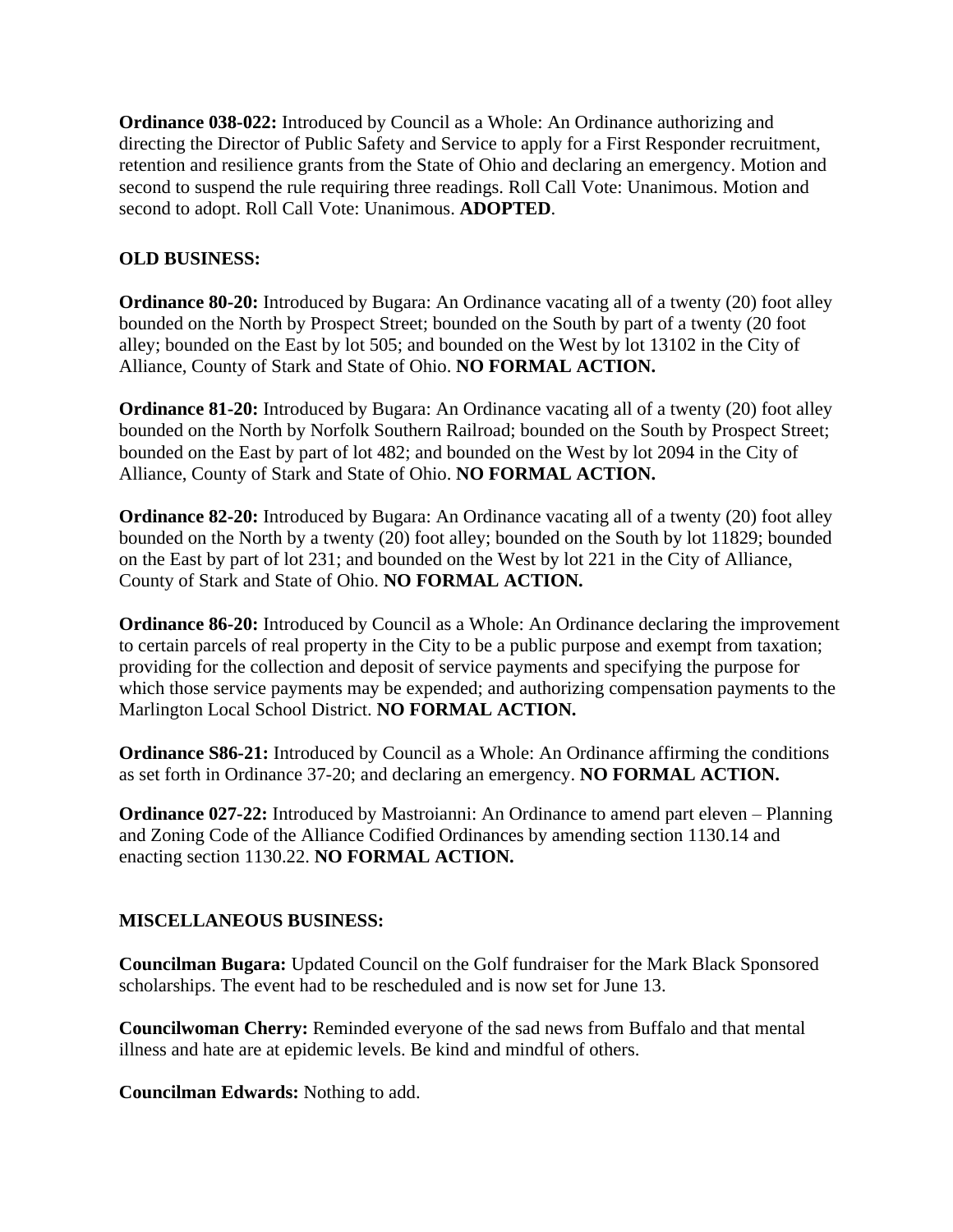**Ordinance 038-022:** Introduced by Council as a Whole: An Ordinance authorizing and directing the Director of Public Safety and Service to apply for a First Responder recruitment, retention and resilience grants from the State of Ohio and declaring an emergency. Motion and second to suspend the rule requiring three readings. Roll Call Vote: Unanimous. Motion and second to adopt. Roll Call Vote: Unanimous. **ADOPTED**.

**OLD BUSINESS:**

**Ordinance 80-20:** Introduced by Bugara: An Ordinance vacating all of a twenty (20) foot alley bounded on the North by Prospect Street; bounded on the South by part of a twenty (20 foot alley; bounded on the East by lot 505; and bounded on the West by lot 13102 in the City of Alliance, County of Stark and State of Ohio. **NO FORMAL ACTION.**

**Ordinance 81-20:** Introduced by Bugara: An Ordinance vacating all of a twenty (20) foot alley bounded on the North by Norfolk Southern Railroad; bounded on the South by Prospect Street; bounded on the East by part of lot 482; and bounded on the West by lot 2094 in the City of Alliance, County of Stark and State of Ohio. **NO FORMAL ACTION.**

**Ordinance 82-20:** Introduced by Bugara: An Ordinance vacating all of a twenty (20) foot alley bounded on the North by a twenty (20) foot alley; bounded on the South by lot 11829; bounded on the East by part of lot 231; and bounded on the West by lot 221 in the City of Alliance, County of Stark and State of Ohio. **NO FORMAL ACTION.**

**Ordinance 86-20:** Introduced by Council as a Whole: An Ordinance declaring the improvement to certain parcels of real property in the City to be a public purpose and exempt from taxation; providing for the collection and deposit of service payments and specifying the purpose for which those service payments may be expended; and authorizing compensation payments to the Marlington Local School District. **NO FORMAL ACTION.**

**Ordinance S86-21:** Introduced by Council as a Whole: An Ordinance affirming the conditions as set forth in Ordinance 37-20; and declaring an emergency. **NO FORMAL ACTION.**

**Ordinance 027-22:** Introduced by Mastroianni: An Ordinance to amend part eleven – Planning and Zoning Code of the Alliance Codified Ordinances by amending section 1130.14 and enacting section 1130.22. **NO FORMAL ACTION.**

**MISCELLANEOUS BUSINESS:**

**Councilman Bugara:** Updated Council on the Golf fundraiser for the Mark Black Sponsored scholarships. The event had to be rescheduled and is now set for June 13.

**Councilwoman Cherry:** Reminded everyone of the sad news from Buffalo and that mental illness and hate are at epidemic levels. Be kind and mindful of others.

**Councilman Edwards:** Nothing to add.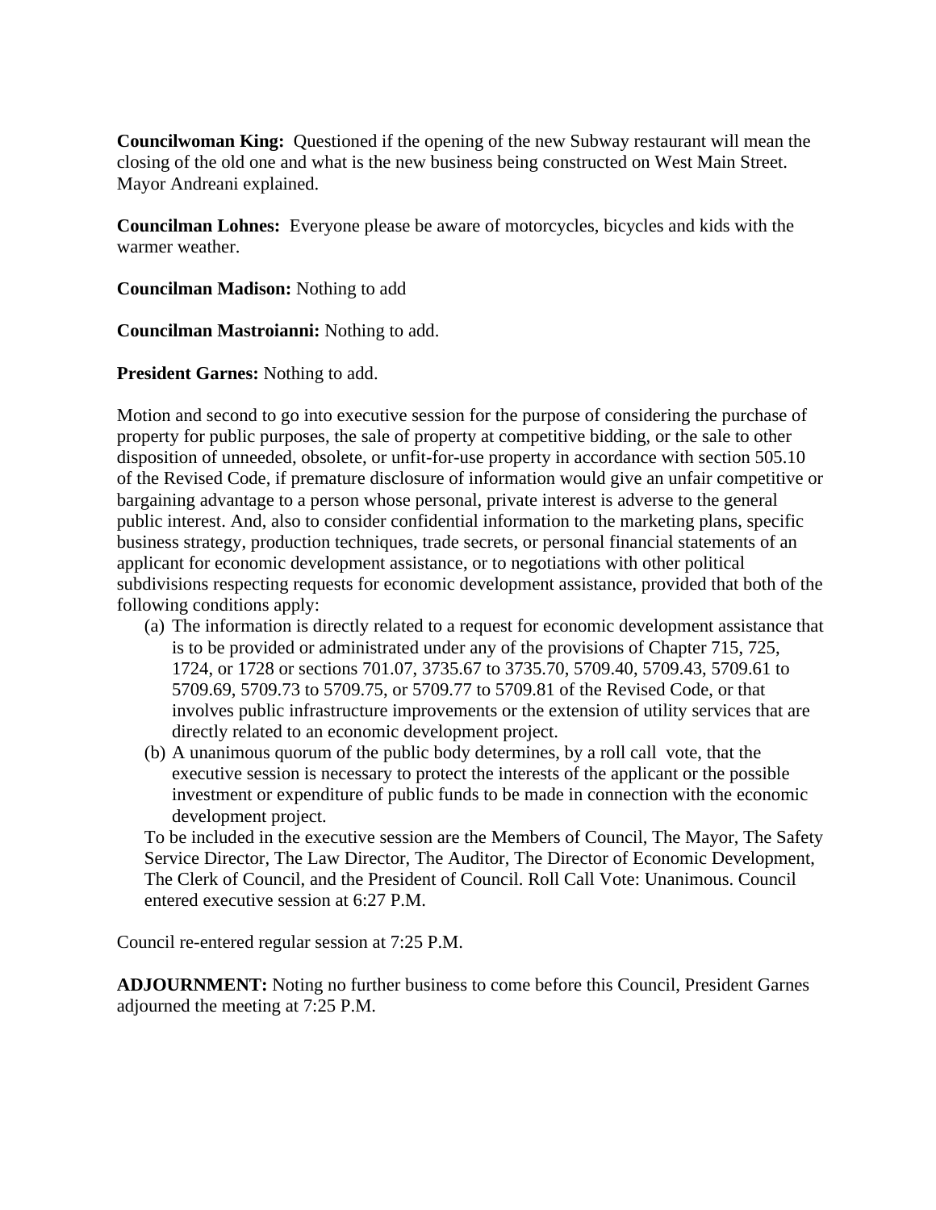**Councilwoman King:** Questioned if the opening of the new Subway restaurant will mean the closing of the old one and what is the new business being constructed on West Main Street. Mayor Andreani explained.

**Councilman Lohnes:** Everyone please be aware of motorcycles, bicycles and kids with the warmer weather.

**Councilman Madison:** Nothing to add

**Councilman Mastroianni:** Nothing to add.

**President Garnes:** Nothing to add.

Motion and second to go into executive session for the purpose of considering the purchase of property for public purposes, the sale of property at competitive bidding, or the sale to other disposition of unneeded, obsolete, or unfit-for-use property in accordance with section 505.10 of the Revised Code, if premature disclosure of information would give an unfair competitive or bargaining advantage to a person whose personal, private interest is adverse to the general public interest. And, also to consider confidential information to the marketing plans, specific business strategy, production techniques, trade secrets, or personal financial statements of an applicant for economic development assistance, or to negotiations with other political subdivisions respecting requests for economic development assistance, provided that both of the following conditions apply:

(a) The information is directly related to a request for economic development assistance that is to be provided or administrated under any of the provisions of Chapter 715, 725, 1724, or 1728 or sections 701.07, 3735.67 to 3735.70, 5709.40, 5709.43, 5709.61 to 5709.69, 5709.73 to 5709.75, or 5709.77 to 5709.81 of the Revised Code, or that involves public infrastructure improvements or the extension of utility services that are directly related to an economic development project.

(b) A unanimous quorum of the public body determines, by a roll call vote, that the executive session is necessary to protect the interests of the applicant or the possible investment or expenditure of public funds to be made in connection with the economic development project.

To be included in the executive session are the Members of Council, The Mayor, The Safety Service Director, The Law Director, The Auditor, The Director of Economic Development, The Clerk of Council, and the President of Council. Roll Call Vote: Unanimous. Council entered executive session at 6:27 P.M.

Council re-entered regular session at 7:25 P.M.

**ADJOURNMENT:** Noting no further business to come before this Council, President Garnes adjourned the meeting at 7:25 P.M.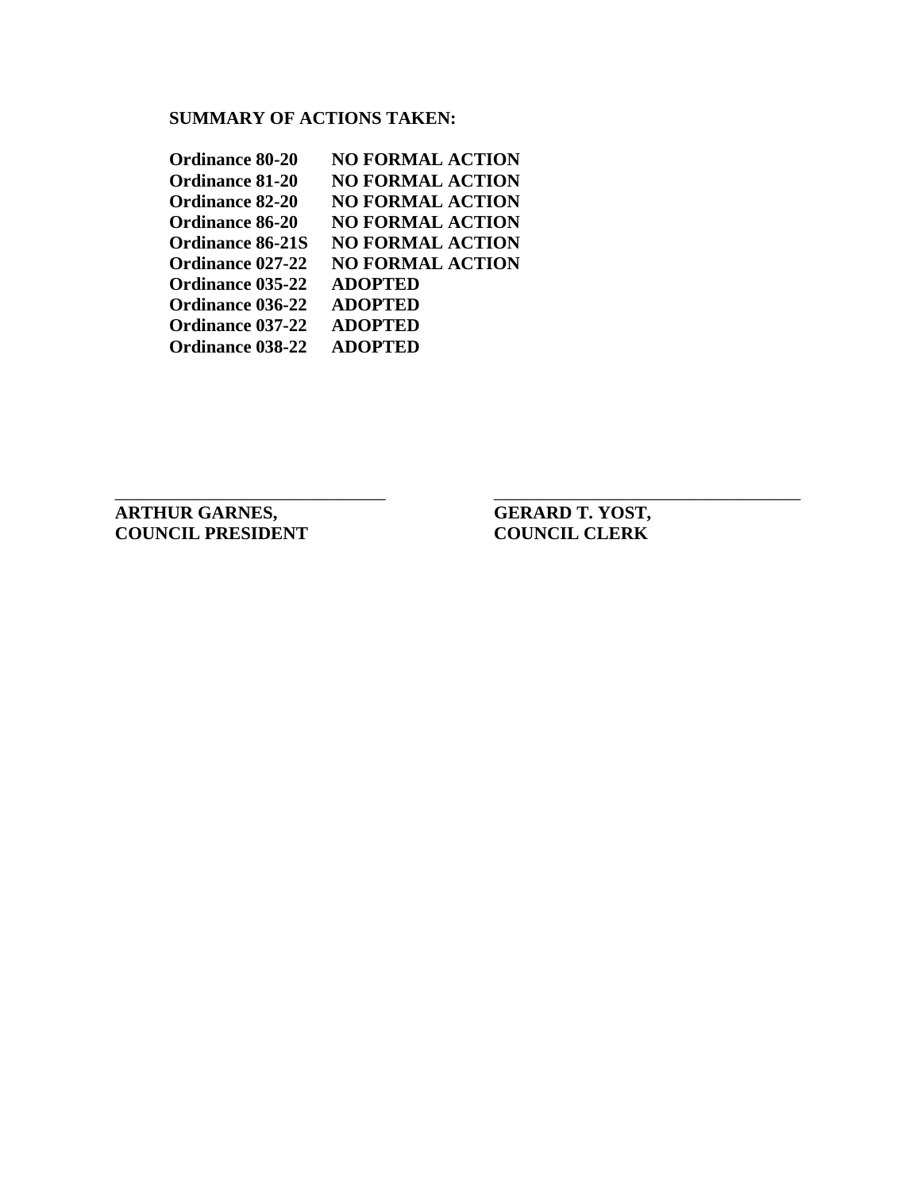**SUMMARY OF ACTIONS TAKEN:**

| | |
|---|---|
| **Ordinance 80-20** | **NO FORMAL ACTION** |
| **Ordinance 81-20** | **NO FORMAL ACTION** |
| **Ordinance 82-20** | **NO FORMAL ACTION** |
| **Ordinance 86-20** | **NO FORMAL ACTION** |
| **Ordinance 86-21S** | **NO FORMAL ACTION** |
| **Ordinance 027-22** | **NO FORMAL ACTION** |
| **Ordinance 035-22** | **ADOPTED** |
| **Ordinance 036-22** | **ADOPTED** |
| **Ordinance 037-22** | **ADOPTED** |
| **Ordinance 038-22** | **ADOPTED** |

_______________________________
**ARTHUR GARNES,**
**COUNCIL PRESIDENT**

___________________________________
**GERARD T. YOST,**
**COUNCIL CLERK**